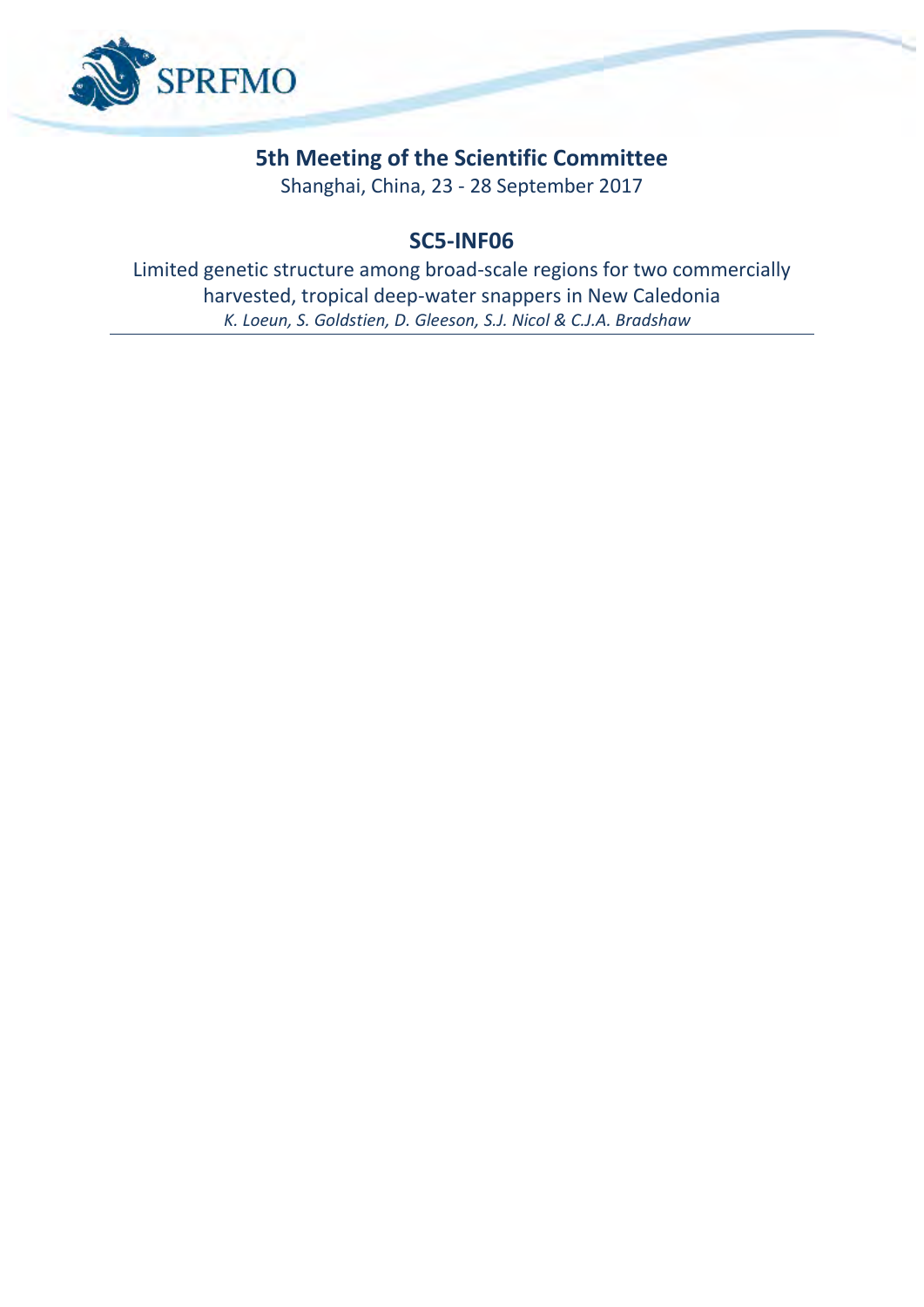SPRFMO

# 5th Meeting of the Scientific Committee

Shanghai, China, 23 - 28 September 2017

## SC5-INF06

Limited genetic structure among broad-scale regions for two commercially harvested, tropical deep-water snappers in New Caledonia

*K. Loeun, S. Goldstien, D. Gleeson, S.J. Nicol & C.J.A. Bradshaw*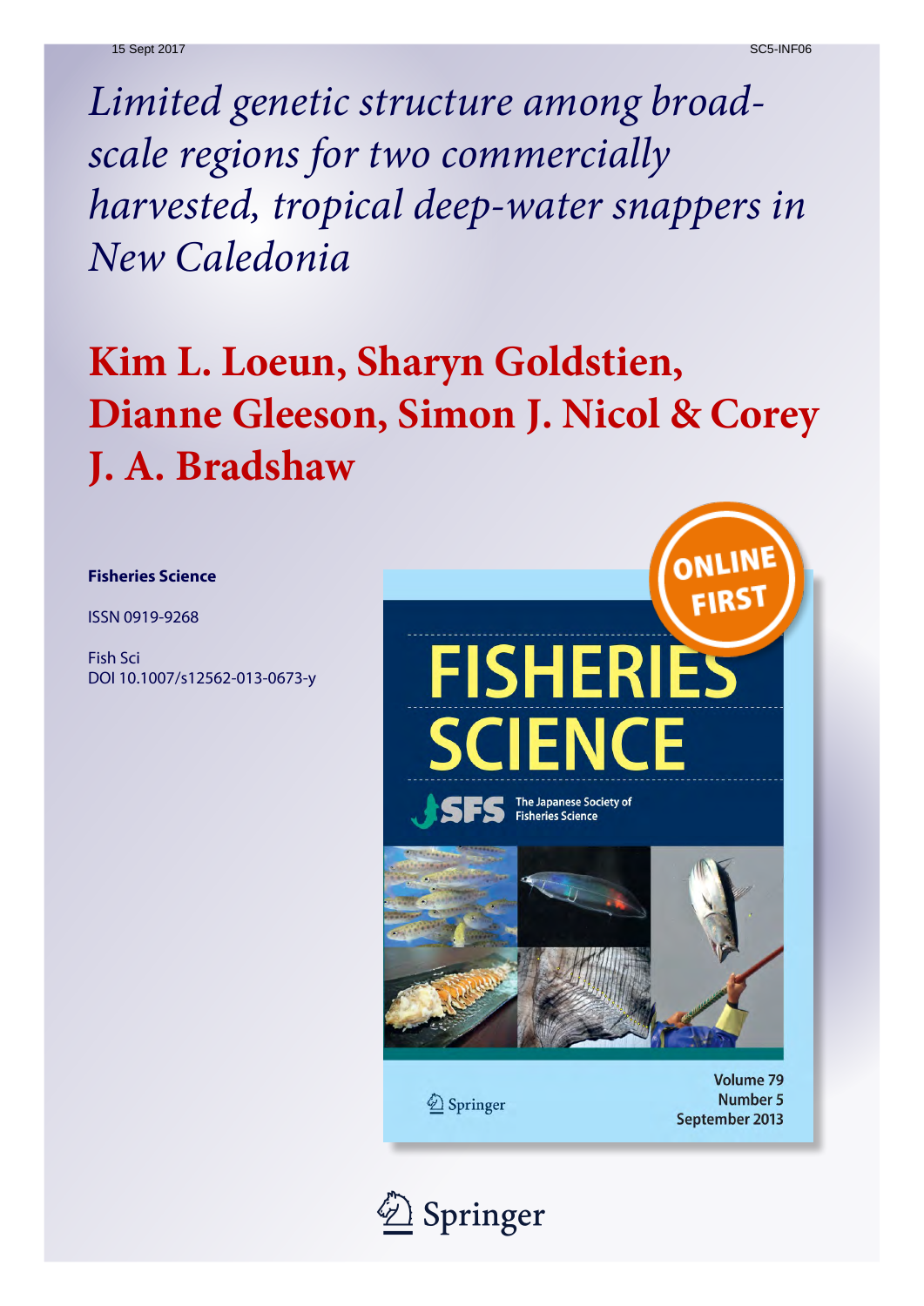# *Limited genetic structure among broad-scale regions for two commercially harvested, tropical deep-water snappers in New Caledonia*

## Kim L. Loeun, Sharyn Goldstien, Dianne Gleeson, Simon J. Nicol & Corey J. A. Bradshaw

**Fisheries Science**

ISSN 0919-9268

Fish Sci

DOI 10.1007/s12562-013-0673-y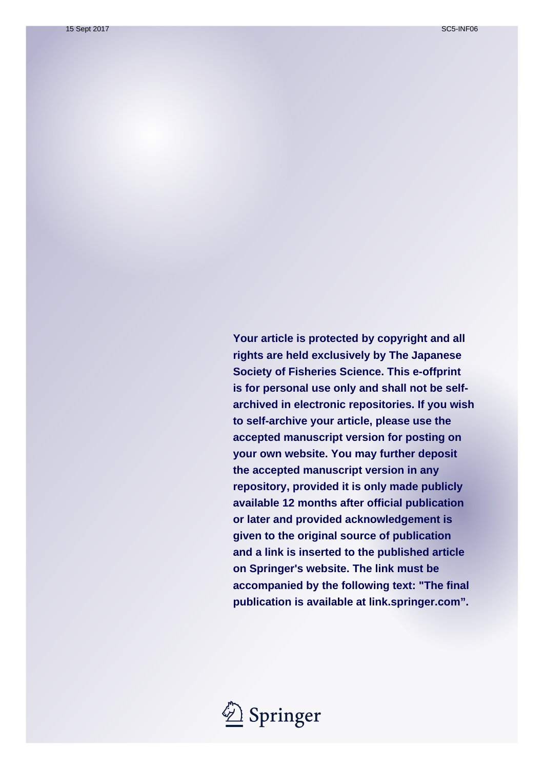Your article is protected by copyright and all rights are held exclusively by The Japanese Society of Fisheries Science. This e-offprint is for personal use only and shall not be self-archived in electronic repositories. If you wish to self-archive your article, please use the accepted manuscript version for posting on your own website. You may further deposit the accepted manuscript version in any repository, provided it is only made publicly available 12 months after official publication or later and provided acknowledgement is given to the original source of publication and a link is inserted to the published article on Springer's website. The link must be accompanied by the following text: "The final publication is available at link.springer.com".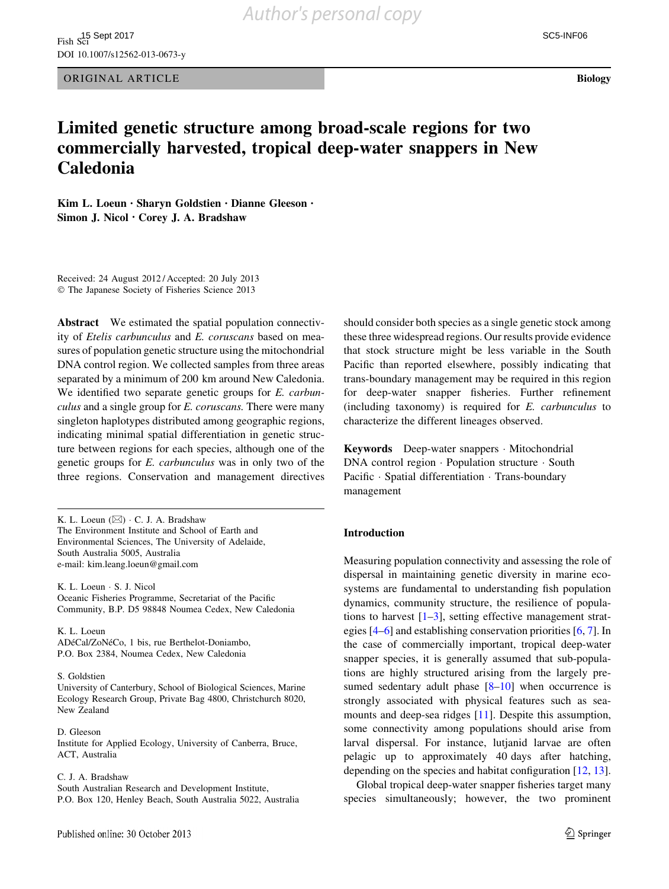# Limited genetic structure among broad-scale regions for two commercially harvested, tropical deep-water snappers in New Caledonia

**Kim L. Loeun · Sharyn Goldstien · Dianne Gleeson · Simon J. Nicol · Corey J. A. Bradshaw**

Received: 24 August 2012 / Accepted: 20 July 2013
© The Japanese Society of Fisheries Science 2013

**Abstract** We estimated the spatial population connectivity of *Etelis carbunculus* and *E. coruscans* based on measures of population genetic structure using the mitochondrial DNA control region. We collected samples from three areas separated by a minimum of 200 km around New Caledonia. We identified two separate genetic groups for *E. carbunculus* and a single group for *E. coruscans*. There were many singleton haplotypes distributed among geographic regions, indicating minimal spatial differentiation in genetic structure between regions for each species, although one of the genetic groups for *E. carbunculus* was in only two of the three regions. Conservation and management directives should consider both species as a single genetic stock among these three widespread regions. Our results provide evidence that stock structure might be less variable in the South Pacific than reported elsewhere, possibly indicating that trans-boundary management may be required in this region for deep-water snapper fisheries. Further refinement (including taxonomy) is required for *E. carbunculus* to characterize the different lineages observed.

**Keywords** Deep-water snappers · Mitochondrial DNA control region · Population structure · South Pacific · Spatial differentiation · Trans-boundary management

K. L. Loeun (✉) · C. J. A. Bradshaw
The Environment Institute and School of Earth and Environmental Sciences, The University of Adelaide, South Australia 5005, Australia
e-mail: kim.leang.loeun@gmail.com

K. L. Loeun · S. J. Nicol
Oceanic Fisheries Programme, Secretariat of the Pacific Community, B.P. D5 98848 Noumea Cedex, New Caledonia

K. L. Loeun
ADéCal/ZoNéCo, 1 bis, rue Berthelot-Doniambo, P.O. Box 2384, Noumea Cedex, New Caledonia

S. Goldstien
University of Canterbury, School of Biological Sciences, Marine Ecology Research Group, Private Bag 4800, Christchurch 8020, New Zealand

D. Gleeson
Institute for Applied Ecology, University of Canberra, Bruce, ACT, Australia

C. J. A. Bradshaw
South Australian Research and Development Institute, P.O. Box 120, Henley Beach, South Australia 5022, Australia

## Introduction

Measuring population connectivity and assessing the role of dispersal in maintaining genetic diversity in marine ecosystems are fundamental to understanding fish population dynamics, community structure, the resilience of populations to harvest [1–3], setting effective management strategies [4–6] and establishing conservation priorities [6, 7]. In the case of commercially important, tropical deep-water snapper species, it is generally assumed that sub-populations are highly structured arising from the largely presumed sedentary adult phase [8–10] when occurrence is strongly associated with physical features such as seamounts and deep-sea ridges [11]. Despite this assumption, some connectivity among populations should arise from larval dispersal. For instance, lutjanid larvae are often pelagic up to approximately 40 days after hatching, depending on the species and habitat configuration [12, 13].

Global tropical deep-water snapper fisheries target many species simultaneously; however, the two prominent

Published online: 30 October 2013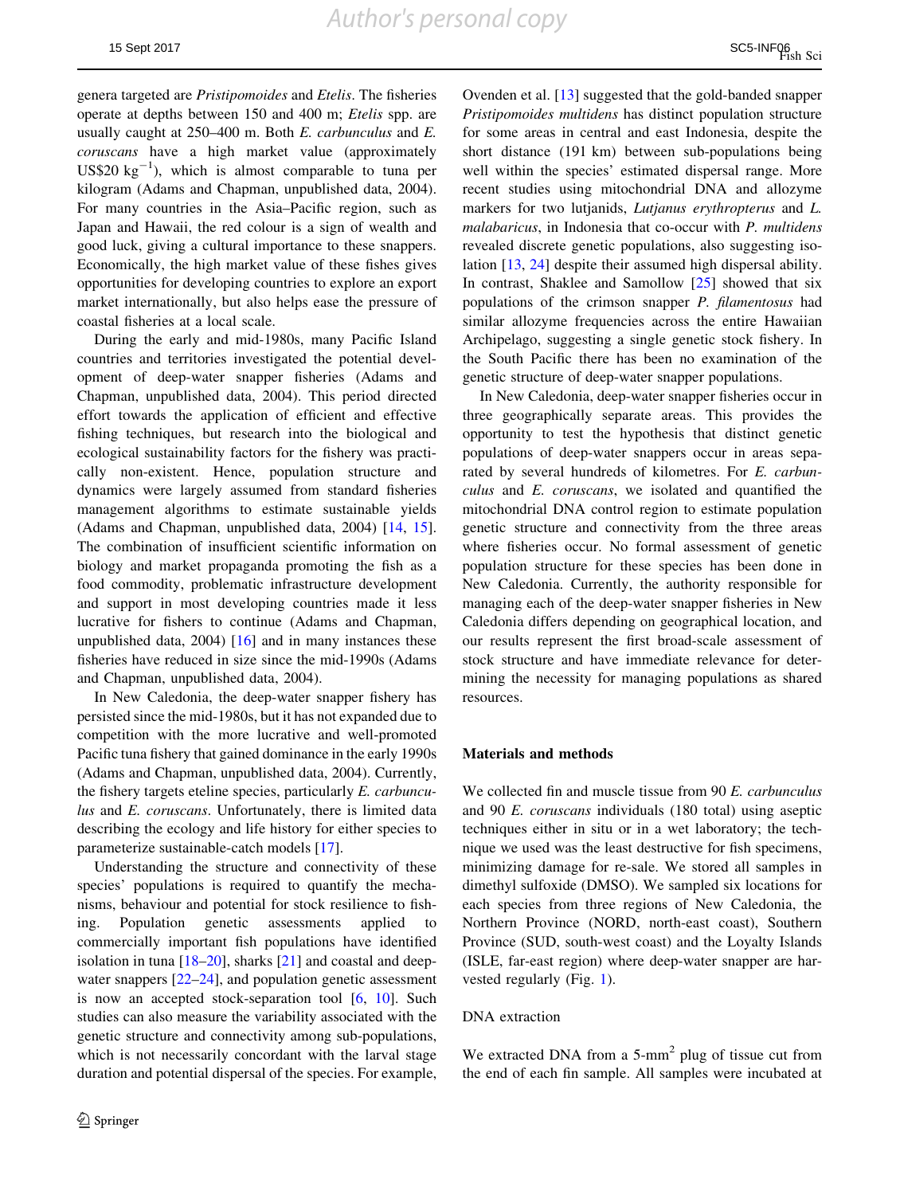genera targeted are *Pristipomoides* and *Etelis*. The fisheries operate at depths between 150 and 400 m; *Etelis* spp. are usually caught at 250–400 m. Both *E. carbunculus* and *E. coruscans* have a high market value (approximately US$20 kg$^{-1}$), which is almost comparable to tuna per kilogram (Adams and Chapman, unpublished data, 2004). For many countries in the Asia–Pacific region, such as Japan and Hawaii, the red colour is a sign of wealth and good luck, giving a cultural importance to these snappers. Economically, the high market value of these fishes gives opportunities for developing countries to explore an export market internationally, but also helps ease the pressure of coastal fisheries at a local scale.

During the early and mid-1980s, many Pacific Island countries and territories investigated the potential development of deep-water snapper fisheries (Adams and Chapman, unpublished data, 2004). This period directed effort towards the application of efficient and effective fishing techniques, but research into the biological and ecological sustainability factors for the fishery was practically non-existent. Hence, population structure and dynamics were largely assumed from standard fisheries management algorithms to estimate sustainable yields (Adams and Chapman, unpublished data, 2004) [14, 15]. The combination of insufficient scientific information on biology and market propaganda promoting the fish as a food commodity, problematic infrastructure development and support in most developing countries made it less lucrative for fishers to continue (Adams and Chapman, unpublished data, 2004) [16] and in many instances these fisheries have reduced in size since the mid-1990s (Adams and Chapman, unpublished data, 2004).

In New Caledonia, the deep-water snapper fishery has persisted since the mid-1980s, but it has not expanded due to competition with the more lucrative and well-promoted Pacific tuna fishery that gained dominance in the early 1990s (Adams and Chapman, unpublished data, 2004). Currently, the fishery targets eteline species, particularly *E. carbunculus* and *E. coruscans*. Unfortunately, there is limited data describing the ecology and life history for either species to parameterize sustainable-catch models [17].

Understanding the structure and connectivity of these species' populations is required to quantify the mechanisms, behaviour and potential for stock resilience to fishing. Population genetic assessments applied to commercially important fish populations have identified isolation in tuna [18–20], sharks [21] and coastal and deep-water snappers [22–24], and population genetic assessment is now an accepted stock-separation tool [6, 10]. Such studies can also measure the variability associated with the genetic structure and connectivity among sub-populations, which is not necessarily concordant with the larval stage duration and potential dispersal of the species. For example, Ovenden et al. [13] suggested that the gold-banded snapper *Pristipomoides multidens* has distinct population structure for some areas in central and east Indonesia, despite the short distance (191 km) between sub-populations being well within the species' estimated dispersal range. More recent studies using mitochondrial DNA and allozyme markers for two lutjanids, *Lutjanus erythropterus* and *L. malabaricus*, in Indonesia that co-occur with *P. multidens* revealed discrete genetic populations, also suggesting isolation [13, 24] despite their assumed high dispersal ability. In contrast, Shaklee and Samollow [25] showed that six populations of the crimson snapper *P. filamentosus* had similar allozyme frequencies across the entire Hawaiian Archipelago, suggesting a single genetic stock fishery. In the South Pacific there has been no examination of the genetic structure of deep-water snapper populations.

In New Caledonia, deep-water snapper fisheries occur in three geographically separate areas. This provides the opportunity to test the hypothesis that distinct genetic populations of deep-water snappers occur in areas separated by several hundreds of kilometres. For *E. carbunculus* and *E. coruscans*, we isolated and quantified the mitochondrial DNA control region to estimate population genetic structure and connectivity from the three areas where fisheries occur. No formal assessment of genetic population structure for these species has been done in New Caledonia. Currently, the authority responsible for managing each of the deep-water snapper fisheries in New Caledonia differs depending on geographical location, and our results represent the first broad-scale assessment of stock structure and have immediate relevance for determining the necessity for managing populations as shared resources.

## Materials and methods

We collected fin and muscle tissue from 90 *E. carbunculus* and 90 *E. coruscans* individuals (180 total) using aseptic techniques either in situ or in a wet laboratory; the technique we used was the least destructive for fish specimens, minimizing damage for re-sale. We stored all samples in dimethyl sulfoxide (DMSO). We sampled six locations for each species from three regions of New Caledonia, the Northern Province (NORD, north-east coast), Southern Province (SUD, south-west coast) and the Loyalty Islands (ISLE, far-east region) where deep-water snapper are harvested regularly (Fig. 1).

### DNA extraction

We extracted DNA from a 5-mm$^2$ plug of tissue cut from the end of each fin sample. All samples were incubated at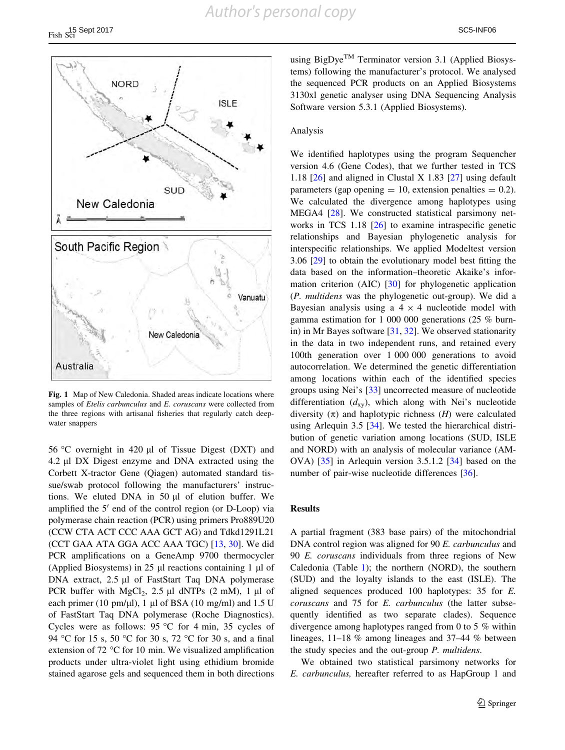Fig. 1 Map of New Caledonia. Shaded areas indicate locations where samples of *Etelis carbunculus* and *E. coruscans* were collected from the three regions with artisanal fisheries that regularly catch deep-water snappers

56 °C overnight in 420 µl of Tissue Digest (DXT) and 4.2 µl DX Digest enzyme and DNA extracted using the Corbett X-tractor Gene (Qiagen) automated standard tissue/swab protocol following the manufacturers' instructions. We eluted DNA in 50 µl of elution buffer. We amplified the 5′ end of the control region (or D-Loop) via polymerase chain reaction (PCR) using primers Pro889U20 (CCW CTA ACT CCC AAA GCT AG) and Tdkd1291L21 (CCT GAA ATA GGA ACC AAA TGC) [13, 30]. We did PCR amplifications on a GeneAmp 9700 thermocycler (Applied Biosystems) in 25 µl reactions containing 1 µl of DNA extract, 2.5 µl of FastStart Taq DNA polymerase PCR buffer with $MgCl_2$, 2.5 µl dNTPs (2 mM), 1 µl of each primer (10 pm/µl), 1 µl of BSA (10 mg/ml) and 1.5 U of FastStart Taq DNA polymerase (Roche Diagnostics). Cycles were as follows: 95 °C for 4 min, 35 cycles of 94 °C for 15 s, 50 °C for 30 s, 72 °C for 30 s, and a final extension of 72 °C for 10 min. We visualized amplification products under ultra-violet light using ethidium bromide stained agarose gels and sequenced them in both directions using BigDye™ Terminator version 3.1 (Applied Biosystems) following the manufacturer's protocol. We analysed the sequenced PCR products on an Applied Biosystems 3130xl genetic analyser using DNA Sequencing Analysis Software version 5.3.1 (Applied Biosystems).

### Analysis

We identified haplotypes using the program Sequencher version 4.6 (Gene Codes), that we further tested in TCS 1.18 [26] and aligned in Clustal X 1.83 [27] using default parameters (gap opening = 10, extension penalties = 0.2). We calculated the divergence among haplotypes using MEGA4 [28]. We constructed statistical parsimony networks in TCS 1.18 [26] to examine intraspecific genetic relationships and Bayesian phylogenetic analysis for interspecific relationships. We applied Modeltest version 3.06 [29] to obtain the evolutionary model best fitting the data based on the information–theoretic Akaike's information criterion (AIC) [30] for phylogenetic application (*P. multidens* was the phylogenetic out-group). We did a Bayesian analysis using a 4 × 4 nucleotide model with gamma estimation for 1 000 000 generations (25 % burn-in) in Mr Bayes software [31, 32]. We observed stationarity in the data in two independent runs, and retained every 100th generation over 1 000 000 generations to avoid autocorrelation. We determined the genetic differentiation among locations within each of the identified species groups using Nei's [33] uncorrected measure of nucleotide differentiation ($d_{xy}$), which along with Nei's nucleotide diversity (π) and haplotypic richness (*H*) were calculated using Arlequin 3.5 [34]. We tested the hierarchical distribution of genetic variation among locations (SUD, ISLE and NORD) with an analysis of molecular variance (AMOVA) [35] in Arlequin version 3.5.1.2 [34] based on the number of pair-wise nucleotide differences [36].

## Results

A partial fragment (383 base pairs) of the mitochondrial DNA control region was aligned for 90 *E. carbunculus* and 90 *E. coruscans* individuals from three regions of New Caledonia (Table 1); the northern (NORD), the southern (SUD) and the loyalty islands to the east (ISLE). The aligned sequences produced 100 haplotypes: 35 for *E. coruscans* and 75 for *E. carbunculus* (the latter subsequently identified as two separate clades). Sequence divergence among haplotypes ranged from 0 to 5 % within lineages, 11–18 % among lineages and 37–44 % between the study species and the out-group *P. multidens*.

We obtained two statistical parsimony networks for *E. carbunculus,* hereafter referred to as HapGroup 1 and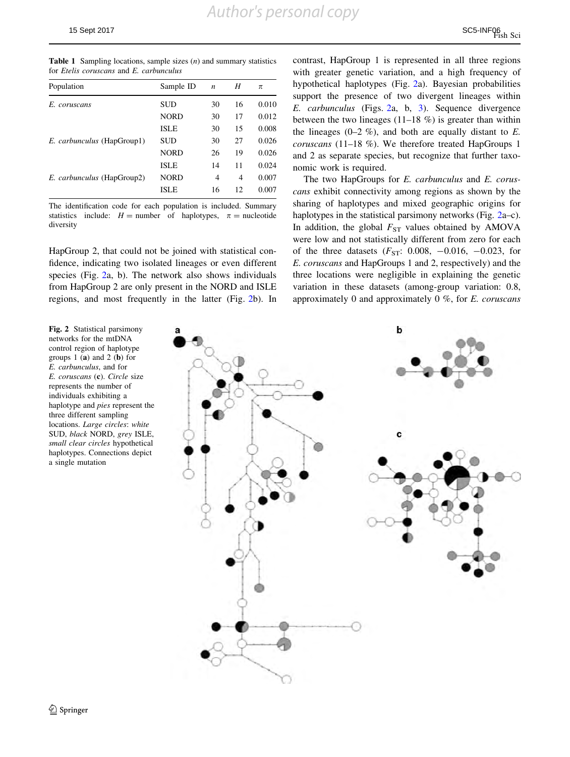**Table 1** Sampling locations, sample sizes (*n*) and summary statistics for *Etelis coruscans* and *E. carbunculus*

| Population | Sample ID | *n* | *H* | $\pi$ |
|---|---|---|---|---|
| *E. coruscans* | SUD | 30 | 16 | 0.010 |
| | NORD | 30 | 17 | 0.012 |
| | ISLE | 30 | 15 | 0.008 |
| *E. carbunculus* (HapGroup1) | SUD | 30 | 27 | 0.026 |
| | NORD | 26 | 19 | 0.026 |
| | ISLE | 14 | 11 | 0.024 |
| *E. carbunculus* (HapGroup2) | NORD | 4 | 4 | 0.007 |
| | ISLE | 16 | 12 | 0.007 |

The identification code for each population is included. Summary statistics include: $H$ = number of haplotypes, $\pi$ = nucleotide diversity

HapGroup 2, that could not be joined with statistical confidence, indicating two isolated lineages or even different species (Fig. 2a, b). The network also shows individuals from HapGroup 2 are only present in the NORD and ISLE regions, and most frequently in the latter (Fig. 2b). In contrast, HapGroup 1 is represented in all three regions with greater genetic variation, and a high frequency of hypothetical haplotypes (Fig. 2a). Bayesian probabilities support the presence of two divergent lineages within *E. carbunculus* (Figs. 2a, b, 3). Sequence divergence between the two lineages (11–18 %) is greater than within the lineages (0–2 %), and both are equally distant to *E. coruscans* (11–18 %). We therefore treated HapGroups 1 and 2 as separate species, but recognize that further taxonomic work is required.

The two HapGroups for *E. carbunculus* and *E. coruscans* exhibit connectivity among regions as shown by the sharing of haplotypes and mixed geographic origins for haplotypes in the statistical parsimony networks (Fig. 2a–c). In addition, the global $F_{ST}$ values obtained by AMOVA were low and not statistically different from zero for each of the three datasets ($F_{ST}$: 0.008, −0.016, −0.023, for *E. coruscans* and HapGroups 1 and 2, respectively) and the three locations were negligible in explaining the genetic variation in these datasets (among-group variation: 0.8, approximately 0 and approximately 0 %, for *E. coruscans*

**Fig. 2** Statistical parsimony networks for the mtDNA control region of haplotype groups 1 (**a**) and 2 (**b**) for *E. carbunculus*, and for *E. coruscans* (**c**). *Circle* size represents the number of individuals exhibiting a haplotype and *pies* represent the three different sampling locations. *Large circles*: *white* SUD, *black* NORD, *grey* ISLE, *small clear circles* hypothetical haplotypes. Connections depict a single mutation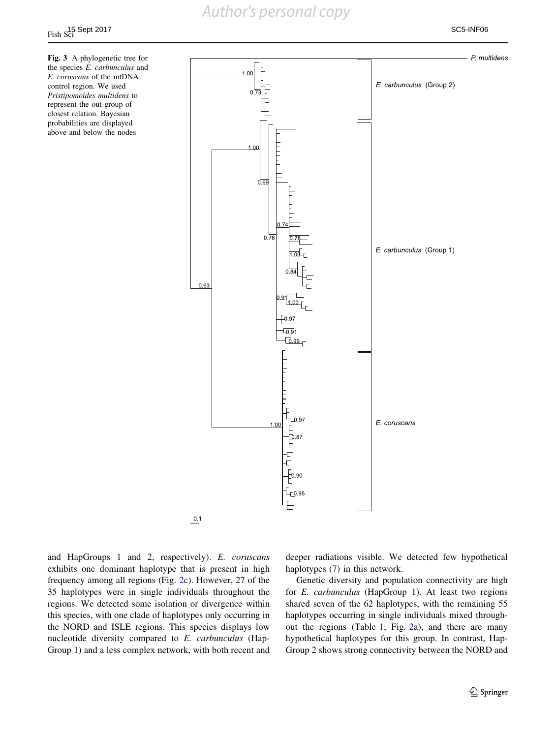**Fig. 3** A phylogenetic tree for the species *E. carbunculus* and *E. coruscans* of the mtDNA control region. We used *Pristipomoides multidens* to represent the out-group of closest relation. Bayesian probabilities are displayed above and below the nodes

and HapGroups 1 and 2, respectively). *E. coruscans* exhibits one dominant haplotype that is present in high frequency among all regions (Fig. 2c). However, 27 of the 35 haplotypes were in single individuals throughout the regions. We detected some isolation or divergence within this species, with one clade of haplotypes only occurring in the NORD and ISLE regions. This species displays low nucleotide diversity compared to *E. carbunculus* (HapGroup 1) and a less complex network, with both recent and deeper radiations visible. We detected few hypothetical haplotypes (7) in this network.

Genetic diversity and population connectivity are high for *E. carbunculus* (HapGroup 1). At least two regions shared seven of the 62 haplotypes, with the remaining 55 haplotypes occurring in single individuals mixed throughout the regions (Table 1; Fig. 2a), and there are many hypothetical haplotypes for this group. In contrast, HapGroup 2 shows strong connectivity between the NORD and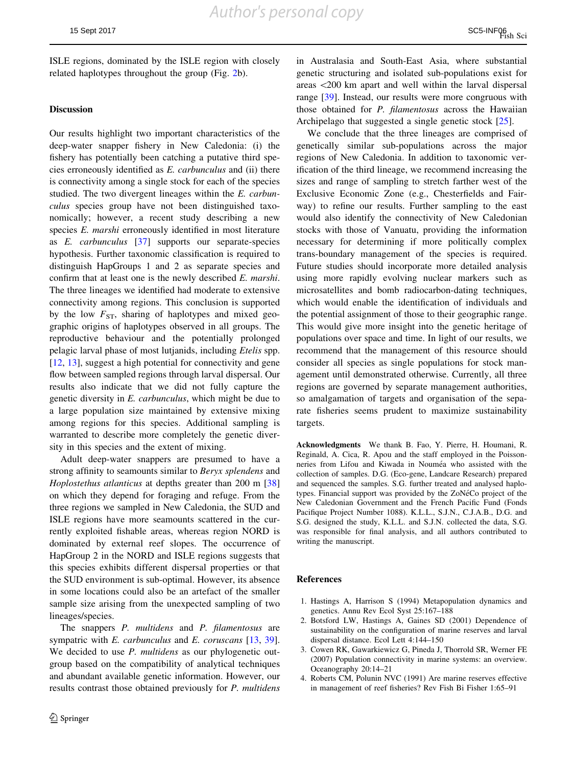ISLE regions, dominated by the ISLE region with closely related haplotypes throughout the group (Fig. 2b).

## Discussion

Our results highlight two important characteristics of the deep-water snapper fishery in New Caledonia: (i) the fishery has potentially been catching a putative third species erroneously identified as *E. carbunculus* and (ii) there is connectivity among a single stock for each of the species studied. The two divergent lineages within the *E. carbunculus* species group have not been distinguished taxonomically; however, a recent study describing a new species *E. marshi* erroneously identified in most literature as *E. carbunculus* [37] supports our separate-species hypothesis. Further taxonomic classification is required to distinguish HapGroups 1 and 2 as separate species and confirm that at least one is the newly described *E. marshi*. The three lineages we identified had moderate to extensive connectivity among regions. This conclusion is supported by the low $F_{ST}$, sharing of haplotypes and mixed geographic origins of haplotypes observed in all groups. The reproductive behaviour and the potentially prolonged pelagic larval phase of most lutjanids, including *Etelis* spp. [12, 13], suggest a high potential for connectivity and gene flow between sampled regions through larval dispersal. Our results also indicate that we did not fully capture the genetic diversity in *E. carbunculus*, which might be due to a large population size maintained by extensive mixing among regions for this species. Additional sampling is warranted to describe more completely the genetic diversity in this species and the extent of mixing.

Adult deep-water snappers are presumed to have a strong affinity to seamounts similar to *Beryx splendens* and *Hoplostethus atlanticus* at depths greater than 200 m [38] on which they depend for foraging and refuge. From the three regions we sampled in New Caledonia, the SUD and ISLE regions have more seamounts scattered in the currently exploited fishable areas, whereas region NORD is dominated by external reef slopes. The occurrence of HapGroup 2 in the NORD and ISLE regions suggests that this species exhibits different dispersal properties or that the SUD environment is sub-optimal. However, its absence in some locations could also be an artefact of the smaller sample size arising from the unexpected sampling of two lineages/species.

The snappers *P. multidens* and *P. filamentosus* are sympatric with *E. carbunculus* and *E. coruscans* [13, 39]. We decided to use *P. multidens* as our phylogenetic outgroup based on the compatibility of analytical techniques and abundant available genetic information. However, our results contrast those obtained previously for *P. multidens* in Australasia and South-East Asia, where substantial genetic structuring and isolated sub-populations exist for areas <200 km apart and well within the larval dispersal range [39]. Instead, our results were more congruous with those obtained for *P. filamentosus* across the Hawaiian Archipelago that suggested a single genetic stock [25].

We conclude that the three lineages are comprised of genetically similar sub-populations across the major regions of New Caledonia. In addition to taxonomic verification of the third lineage, we recommend increasing the sizes and range of sampling to stretch farther west of the Exclusive Economic Zone (e.g., Chesterfields and Fairway) to refine our results. Further sampling to the east would also identify the connectivity of New Caledonian stocks with those of Vanuatu, providing the information necessary for determining if more politically complex trans-boundary management of the species is required. Future studies should incorporate more detailed analysis using more rapidly evolving nuclear markers such as microsatellites and bomb radiocarbon-dating techniques, which would enable the identification of individuals and the potential assignment of those to their geographic range. This would give more insight into the genetic heritage of populations over space and time. In light of our results, we recommend that the management of this resource should consider all species as single populations for stock management until demonstrated otherwise. Currently, all three regions are governed by separate management authorities, so amalgamation of targets and organisation of the separate fisheries seems prudent to maximize sustainability targets.

**Acknowledgments** We thank B. Fao, Y. Pierre, H. Houmani, R. Reginald, A. Cica, R. Apou and the staff employed in the Poissonneries from Lifou and Kiwada in Nouméa who assisted with the collection of samples. D.G. (Eco-gene, Landcare Research) prepared and sequenced the samples. S.G. further treated and analysed haplotypes. Financial support was provided by the ZoNéCo project of the New Caledonian Government and the French Pacific Fund (Fonds Pacifique Project Number 1088). K.L.L., S.J.N., C.J.A.B., D.G. and S.G. designed the study, K.L.L. and S.J.N. collected the data, S.G. was responsible for final analysis, and all authors contributed to writing the manuscript.

## References

1. Hastings A, Harrison S (1994) Metapopulation dynamics and genetics. Annu Rev Ecol Syst 25:167–188
2. Botsford LW, Hastings A, Gaines SD (2001) Dependence of sustainability on the configuration of marine reserves and larval dispersal distance. Ecol Lett 4:144–150
3. Cowen RK, Gawarkiewicz G, Pineda J, Thorrold SR, Werner FE (2007) Population connectivity in marine systems: an overview. Oceanography 20:14–21
4. Roberts CM, Polunin NVC (1991) Are marine reserves effective in management of reef fisheries? Rev Fish Bi Fisher 1:65–91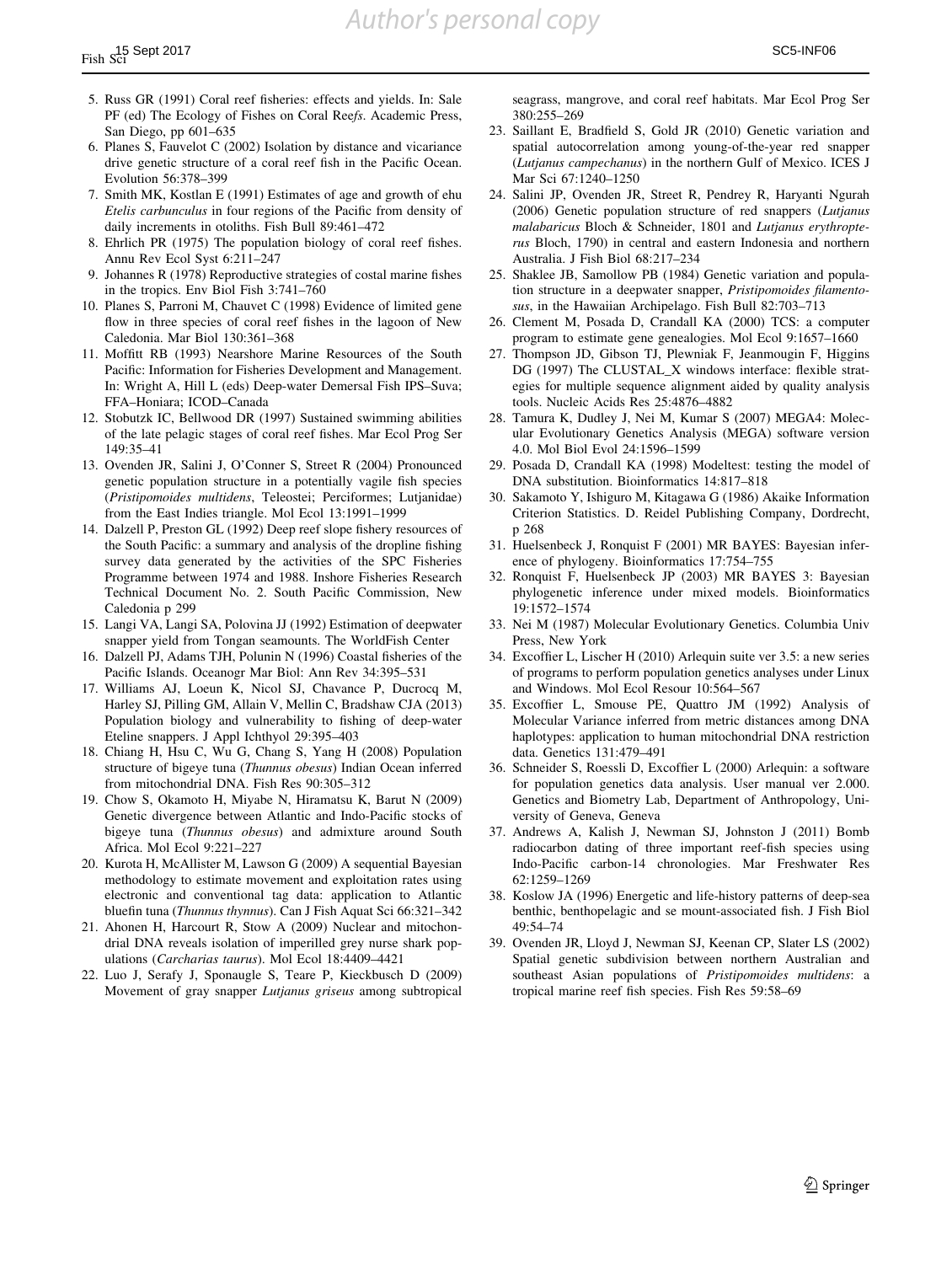5. Russ GR (1991) Coral reef fisheries: effects and yields. In: Sale PF (ed) The Ecology of Fishes on Coral Ree*fs*. Academic Press, San Diego, pp 601–635
6. Planes S, Fauvelot C (2002) Isolation by distance and vicariance drive genetic structure of a coral reef fish in the Pacific Ocean. Evolution 56:378–399
7. Smith MK, Kostlan E (1991) Estimates of age and growth of ehu *Etelis carbunculus* in four regions of the Pacific from density of daily increments in otoliths. Fish Bull 89:461–472
8. Ehrlich PR (1975) The population biology of coral reef fishes. Annu Rev Ecol Syst 6:211–247
9. Johannes R (1978) Reproductive strategies of costal marine fishes in the tropics. Env Biol Fish 3:741–760
10. Planes S, Parroni M, Chauvet C (1998) Evidence of limited gene flow in three species of coral reef fishes in the lagoon of New Caledonia. Mar Biol 130:361–368
11. Moffitt RB (1993) Nearshore Marine Resources of the South Pacific: Information for Fisheries Development and Management. In: Wright A, Hill L (eds) Deep-water Demersal Fish IPS–Suva; FFA–Honiara; ICOD–Canada
12. Stobutzk IC, Bellwood DR (1997) Sustained swimming abilities of the late pelagic stages of coral reef fishes. Mar Ecol Prog Ser 149:35–41
13. Ovenden JR, Salini J, O'Conner S, Street R (2004) Pronounced genetic population structure in a potentially vagile fish species (*Pristipomoides multidens*, Teleostei; Perciformes; Lutjanidae) from the East Indies triangle. Mol Ecol 13:1991–1999
14. Dalzell P, Preston GL (1992) Deep reef slope fishery resources of the South Pacific: a summary and analysis of the dropline fishing survey data generated by the activities of the SPC Fisheries Programme between 1974 and 1988. Inshore Fisheries Research Technical Document No. 2. South Pacific Commission, New Caledonia p 299
15. Langi VA, Langi SA, Polovina JJ (1992) Estimation of deepwater snapper yield from Tongan seamounts. The WorldFish Center
16. Dalzell PJ, Adams TJH, Polunin N (1996) Coastal fisheries of the Pacific Islands. Oceanogr Mar Biol: Ann Rev 34:395–531
17. Williams AJ, Loeun K, Nicol SJ, Chavance P, Ducrocq M, Harley SJ, Pilling GM, Allain V, Mellin C, Bradshaw CJA (2013) Population biology and vulnerability to fishing of deep-water Eteline snappers. J Appl Ichthyol 29:395–403
18. Chiang H, Hsu C, Wu G, Chang S, Yang H (2008) Population structure of bigeye tuna (*Thunnus obesus*) Indian Ocean inferred from mitochondrial DNA. Fish Res 90:305–312
19. Chow S, Okamoto H, Miyabe N, Hiramatsu K, Barut N (2009) Genetic divergence between Atlantic and Indo-Pacific stocks of bigeye tuna (*Thunnus obesus*) and admixture around South Africa. Mol Ecol 9:221–227
20. Kurota H, McAllister M, Lawson G (2009) A sequential Bayesian methodology to estimate movement and exploitation rates using electronic and conventional tag data: application to Atlantic bluefin tuna (*Thunnus thynnus*). Can J Fish Aquat Sci 66:321–342
21. Ahonen H, Harcourt R, Stow A (2009) Nuclear and mitochondrial DNA reveals isolation of imperilled grey nurse shark populations (*Carcharias taurus*). Mol Ecol 18:4409–4421
22. Luo J, Serafy J, Sponaugle S, Teare P, Kieckbusch D (2009) Movement of gray snapper *Lutjanus griseus* among subtropical seagrass, mangrove, and coral reef habitats. Mar Ecol Prog Ser 380:255–269
23. Saillant E, Bradfield S, Gold JR (2010) Genetic variation and spatial autocorrelation among young-of-the-year red snapper (*Lutjanus campechanus*) in the northern Gulf of Mexico. ICES J Mar Sci 67:1240–1250
24. Salini JP, Ovenden JR, Street R, Pendrey R, Haryanti Ngurah (2006) Genetic population structure of red snappers (*Lutjanus malabaricus* Bloch & Schneider, 1801 and *Lutjanus erythropterus* Bloch, 1790) in central and eastern Indonesia and northern Australia. J Fish Biol 68:217–234
25. Shaklee JB, Samollow PB (1984) Genetic variation and population structure in a deepwater snapper, *Pristipomoides filamentosus*, in the Hawaiian Archipelago. Fish Bull 82:703–713
26. Clement M, Posada D, Crandall KA (2000) TCS: a computer program to estimate gene genealogies. Mol Ecol 9:1657–1660
27. Thompson JD, Gibson TJ, Plewniak F, Jeanmougin F, Higgins DG (1997) The CLUSTAL_X windows interface: flexible strategies for multiple sequence alignment aided by quality analysis tools. Nucleic Acids Res 25:4876–4882
28. Tamura K, Dudley J, Nei M, Kumar S (2007) MEGA4: Molecular Evolutionary Genetics Analysis (MEGA) software version 4.0. Mol Biol Evol 24:1596–1599
29. Posada D, Crandall KA (1998) Modeltest: testing the model of DNA substitution. Bioinformatics 14:817–818
30. Sakamoto Y, Ishiguro M, Kitagawa G (1986) Akaike Information Criterion Statistics. D. Reidel Publishing Company, Dordrecht, p 268
31. Huelsenbeck J, Ronquist F (2001) MR BAYES: Bayesian inference of phylogeny. Bioinformatics 17:754–755
32. Ronquist F, Huelsenbeck JP (2003) MR BAYES 3: Bayesian phylogenetic inference under mixed models. Bioinformatics 19:1572–1574
33. Nei M (1987) Molecular Evolutionary Genetics. Columbia Univ Press, New York
34. Excoffier L, Lischer H (2010) Arlequin suite ver 3.5: a new series of programs to perform population genetics analyses under Linux and Windows. Mol Ecol Resour 10:564–567
35. Excoffier L, Smouse PE, Quattro JM (1992) Analysis of Molecular Variance inferred from metric distances among DNA haplotypes: application to human mitochondrial DNA restriction data. Genetics 131:479–491
36. Schneider S, Roessli D, Excoffier L (2000) Arlequin: a software for population genetics data analysis. User manual ver 2.000. Genetics and Biometry Lab, Department of Anthropology, University of Geneva, Geneva
37. Andrews A, Kalish J, Newman SJ, Johnston J (2011) Bomb radiocarbon dating of three important reef-fish species using Indo-Pacific carbon-14 chronologies. Mar Freshwater Res 62:1259–1269
38. Koslow JA (1996) Energetic and life-history patterns of deep-sea benthic, benthopelagic and se mount-associated fish. J Fish Biol 49:54–74
39. Ovenden JR, Lloyd J, Newman SJ, Keenan CP, Slater LS (2002) Spatial genetic subdivision between northern Australian and southeast Asian populations of *Pristipomoides multidens*: a tropical marine reef fish species. Fish Res 59:58–69